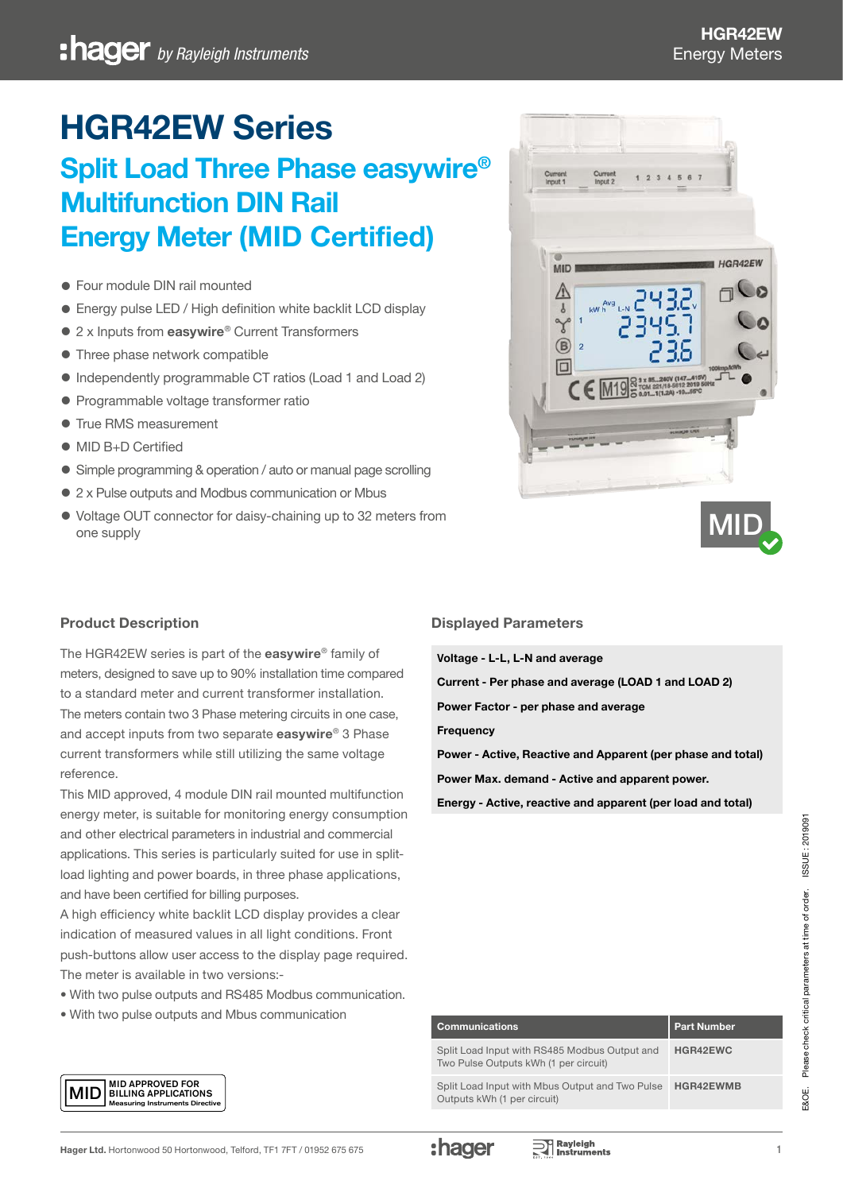# HGR42EW Series

## Split Load Three Phase easywire® Multifunction DIN Rail Energy Meter (MID Certified)

- Four module DIN rail mounted
- Energy pulse LED / High definition white backlit LCD display
- 2 x Inputs from **easywire**® Current Transformers
- Three phase network compatible
- Independently programmable CT ratios (Load 1 and Load 2)
- Programmable voltage transformer ratio
- True RMS measurement
- MID B+D Certified
- Simple programming & operation / auto or manual page scrolling
- 2 x Pulse outputs and Modbus communication or Mbus
- Voltage OUT connector for daisy-chaining up to 32 meters from one supply

### Product Description

The HGR42EW series is part of the **easywire**® family of meters, designed to save up to 90% installation time compared to a standard meter and current transformer installation. The meters contain two 3 Phase metering circuits in one case, and accept inputs from two separate **easywire**® 3 Phase current transformers while still utilizing the same voltage reference.

This MID approved, 4 module DIN rail mounted multifunction energy meter, is suitable for monitoring energy consumption and other electrical parameters in industrial and commercial applications. This series is particularly suited for use in split-load lighting and power boards, in three phase applications, and have been certified for billing purposes.

A high efficiency white backlit LCD display provides a clear indication of measured values in all light conditions. Front push-buttons allow user access to the display page required.

The meter is available in two versions:-

- With two pulse outputs and RS485 Modbus communication.
- With two pulse outputs and Mbus communication

MID APPROVED FOR BILLING APPLICATIONS
Measuring Instruments Directive

### Displayed Parameters

**Voltage - L-L, L-N and average**

**Current - Per phase and average (LOAD 1 and LOAD 2)**

**Power Factor - per phase and average**

**Frequency**

**Power - Active, Reactive and Apparent (per phase and total)**

**Power Max. demand - Active and apparent power.**

**Energy - Active, reactive and apparent (per load and total)**

| Communications | Part Number |
| --- | --- |
| Split Load Input with RS485 Modbus Output and Two Pulse Outputs kWh (1 per circuit) | HGR42EWC |
| Split Load Input with Mbus Output and Two Pulse Outputs kWh (1 per circuit) | HGR42EWMB |

E&OE. Please check critical parameters at time of order. ISSUE : 2019091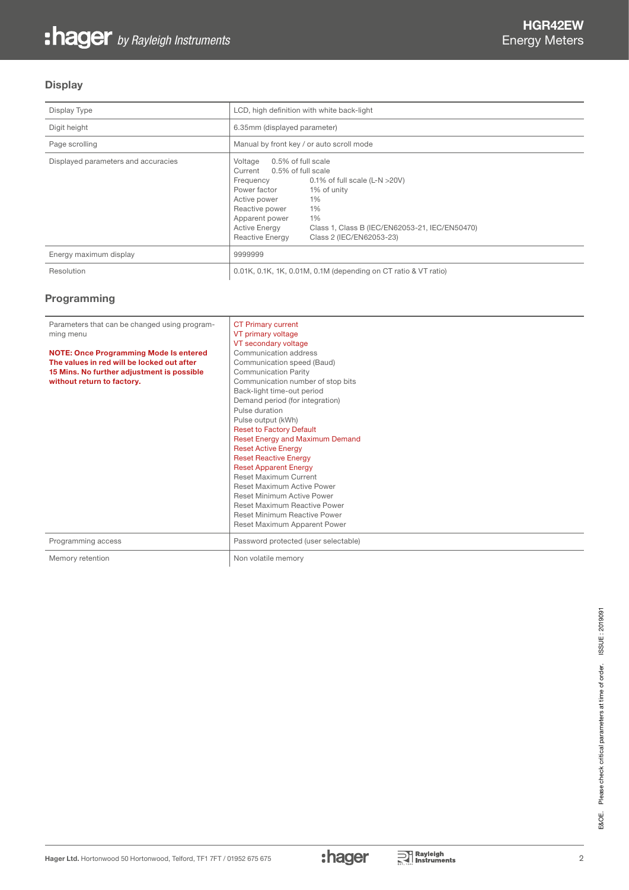## Display

| | |
|---|---|
| Display Type | LCD, high definition with white back-light |
| Digit height | 6.35mm (displayed parameter) |
| Page scrolling | Manual by front key / or auto scroll mode |
| Displayed parameters and accuracies | Voltage 0.5% of full scale<br>Current 0.5% of full scale<br>Frequency 0.1% of full scale (L-N >20V)<br>Power factor 1% of unity<br>Active power 1%<br>Reactive power 1%<br>Apparent power 1%<br>Active Energy Class 1, Class B (IEC/EN62053-21, IEC/EN50470)<br>Reactive Energy Class 2 (IEC/EN62053-23) |
| Energy maximum display | 9999999 |
| Resolution | 0.01K, 0.1K, 1K, 0.01M, 0.1M (depending on CT ratio & VT ratio) |

## Programming

| | |
|---|---|
| Parameters that can be changed using programming menu<br><br>**NOTE: Once Programming Mode Is entered The values in red will be locked out after 15 Mins. No further adjustment is possible without return to factory.** | CT Primary current<br>VT primary voltage<br>VT secondary voltage<br>Communication address<br>Communication speed (Baud)<br>Communication Parity<br>Communication number of stop bits<br>Back-light time-out period<br>Demand period (for integration)<br>Pulse duration<br>Pulse output (kWh)<br>Reset to Factory Default<br>Reset Energy and Maximum Demand<br>Reset Active Energy<br>Reset Reactive Energy<br>Reset Apparent Energy<br>Reset Maximum Current<br>Reset Maximum Active Power<br>Reset Minimum Active Power<br>Reset Maximum Reactive Power<br>Reset Minimum Reactive Power<br>Reset Maximum Apparent Power |
| Programming access | Password protected (user selectable) |
| Memory retention | Non volatile memory |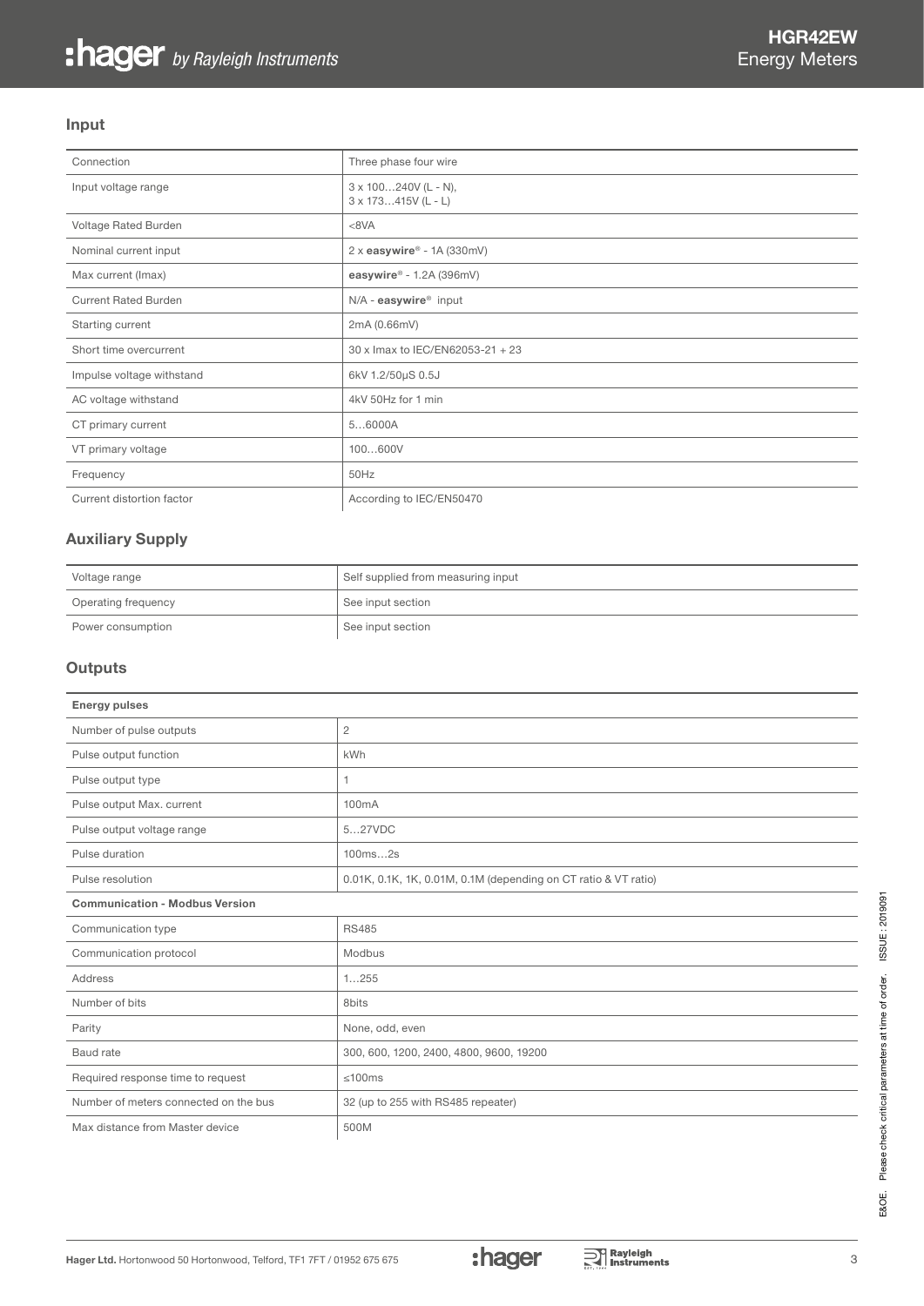## Input

| Connection | Three phase four wire |
|---|---|
| Input voltage range | 3 x 100…240V (L - N),<br>3 x 173…415V (L - L) |
| Voltage Rated Burden | <8VA |
| Nominal current input | 2 x **easywire**® - 1A (330mV) |
| Max current (Imax) | **easywire**® - 1.2A (396mV) |
| Current Rated Burden | N/A - **easywire**® input |
| Starting current | 2mA (0.66mV) |
| Short time overcurrent | 30 x Imax to IEC/EN62053-21 + 23 |
| Impulse voltage withstand | 6kV 1.2/50µS 0.5J |
| AC voltage withstand | 4kV 50Hz for 1 min |
| CT primary current | 5…6000A |
| VT primary voltage | 100…600V |
| Frequency | 50Hz |
| Current distortion factor | According to IEC/EN50470 |

## Auxiliary Supply

| Voltage range | Self supplied from measuring input |
|---|---|
| Operating frequency | See input section |
| Power consumption | See input section |

## Outputs

| **Energy pulses** | |
|---|---|
| Number of pulse outputs | 2 |
| Pulse output function | kWh |
| Pulse output type | 1 |
| Pulse output Max. current | 100mA |
| Pulse output voltage range | 5…27VDC |
| Pulse duration | 100ms…2s |
| Pulse resolution | 0.01K, 0.1K, 1K, 0.01M, 0.1M (depending on CT ratio & VT ratio) |
| **Communication - Modbus Version** | |
| Communication type | RS485 |
| Communication protocol | Modbus |
| Address | 1…255 |
| Number of bits | 8bits |
| Parity | None, odd, even |
| Baud rate | 300, 600, 1200, 2400, 4800, 9600, 19200 |
| Required response time to request | ≤100ms |
| Number of meters connected on the bus | 32 (up to 255 with RS485 repeater) |
| Max distance from Master device | 500M |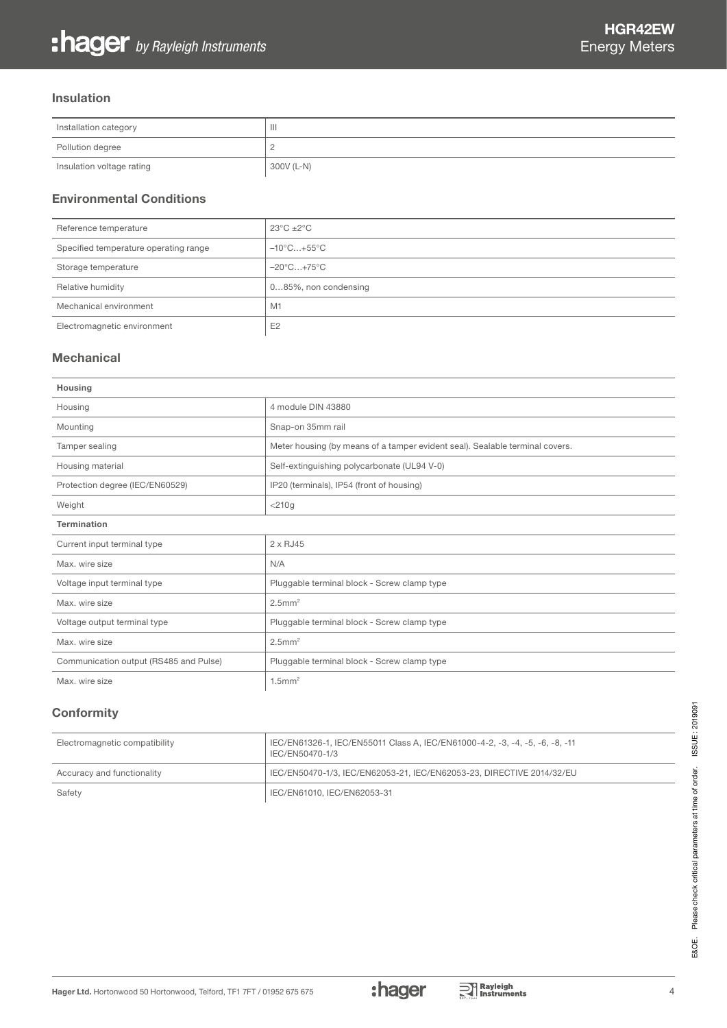## Insulation

| | |
|---|---|
| Installation category | III |
| Pollution degree | 2 |
| Insulation voltage rating | 300V (L-N) |

## Environmental Conditions

| | |
|---|---|
| Reference temperature | 23°C ±2°C |
| Specified temperature operating range | −10°C…+55°C |
| Storage temperature | −20°C…+75°C |
| Relative humidity | 0…85%, non condensing |
| Mechanical environment | M1 |
| Electromagnetic environment | E2 |

## Mechanical

| **Housing** | |
|---|---|
| Housing | 4 module DIN 43880 |
| Mounting | Snap-on 35mm rail |
| Tamper sealing | Meter housing (by means of a tamper evident seal). Sealable terminal covers. |
| Housing material | Self-extinguishing polycarbonate (UL94 V-0) |
| Protection degree (IEC/EN60529) | IP20 (terminals), IP54 (front of housing) |
| Weight | <210g |
| **Termination** | |
| Current input terminal type | 2 x RJ45 |
| Max. wire size | N/A |
| Voltage input terminal type | Pluggable terminal block - Screw clamp type |
| Max. wire size | $2.5mm^2$ |
| Voltage output terminal type | Pluggable terminal block - Screw clamp type |
| Max. wire size | $2.5mm^2$ |
| Communication output (RS485 and Pulse) | Pluggable terminal block - Screw clamp type |
| Max. wire size | $1.5mm^2$ |

## Conformity

| | |
|---|---|
| Electromagnetic compatibility | IEC/EN61326-1, IEC/EN55011 Class A, IEC/EN61000-4-2, -3, -4, -5, -6, -8, -11 IEC/EN50470-1/3 |
| Accuracy and functionality | IEC/EN50470-1/3, IEC/EN62053-21, IEC/EN62053-23, DIRECTIVE 2014/32/EU |
| Safety | IEC/EN61010, IEC/EN62053-31 |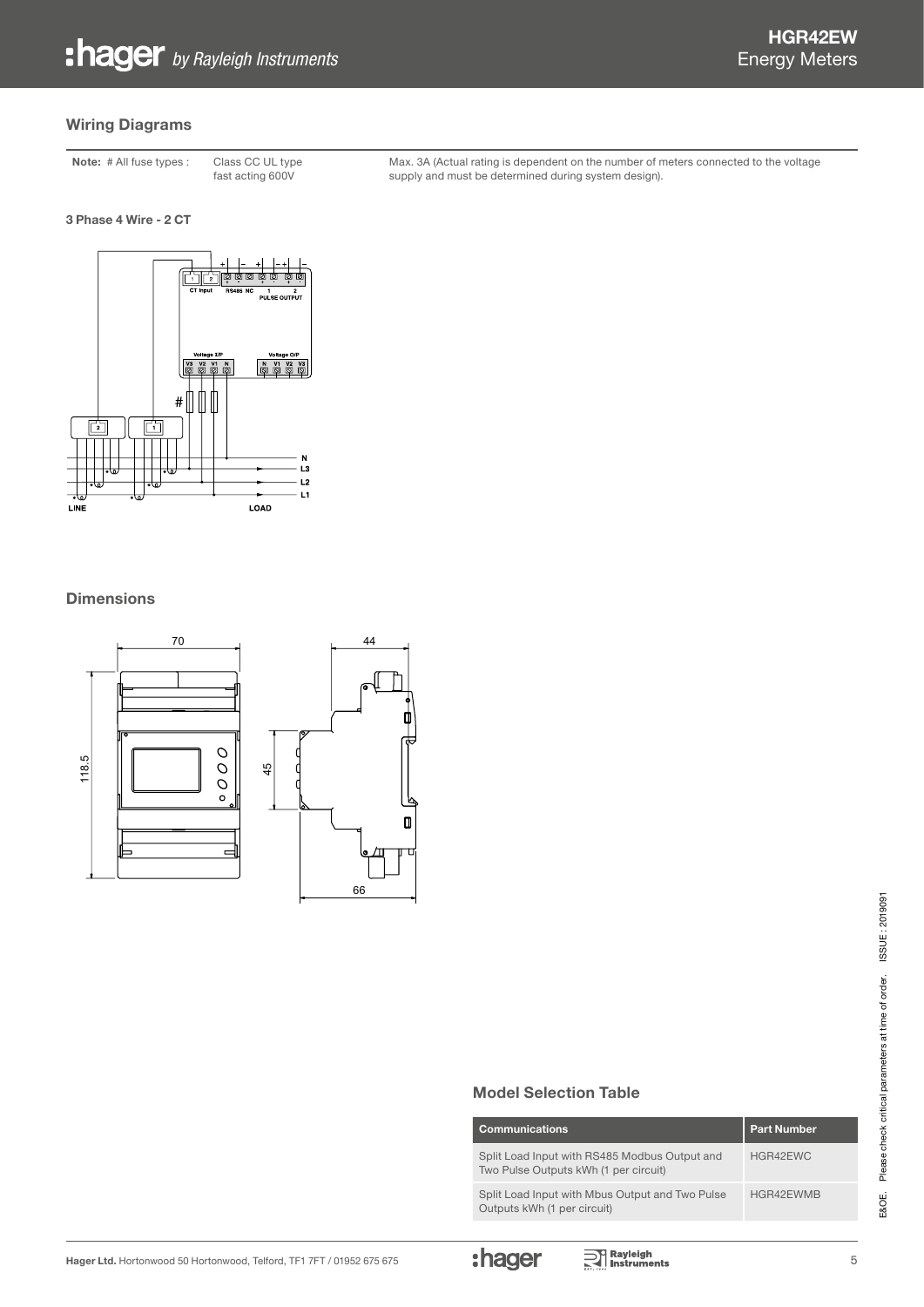## Wiring Diagrams

**Note:** # All fuse types : Class CC UL type fast acting 600V Max. 3A (Actual rating is dependent on the number of meters connected to the voltage supply and must be determined during system design).

**3 Phase 4 Wire - 2 CT**

CT Input
RS485 NC
PULSE OUTPUT
Voltage I/P
V3 V2 V1 N
Voltage O/P
N V1 V2 V3
#
N
L3
L2
L1
LINE
LOAD

## Dimensions

70
118.5
44
45
66

## Model Selection Table

| Communications | Part Number |
|---|---|
| Split Load Input with RS485 Modbus Output and Two Pulse Outputs kWh (1 per circuit) | HGR42EWC |
| Split Load Input with Mbus Output and Two Pulse Outputs kWh (1 per circuit) | HGR42EWMB |

E&OE. Please check critical parameters at time of order. ISSUE : 2019091

**Hager Ltd.** Hortonwood 50 Hortonwood, Telford, TF1 7FT / 01952 675 675